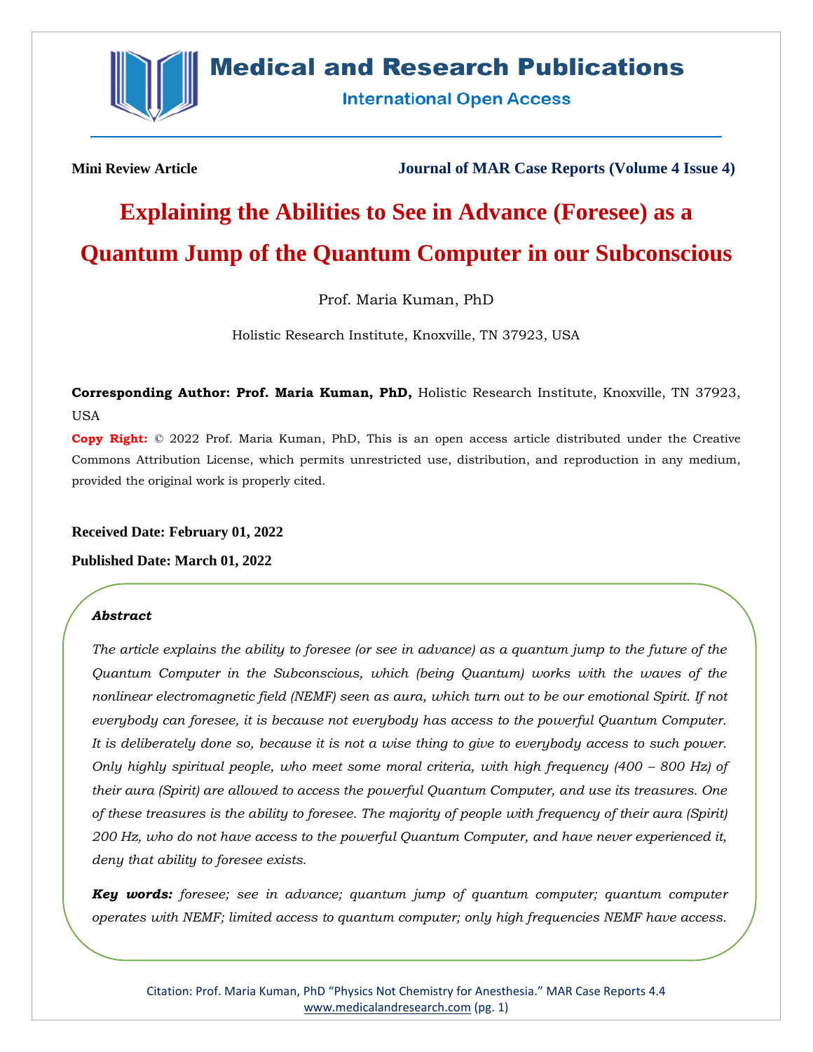**Mini Review Article**

**Journal of MAR Case Reports (Volume 4 Issue 4)**

# Explaining the Abilities to See in Advance (Foresee) as a Quantum Jump of the Quantum Computer in our Subconscious

Prof. Maria Kuman, PhD

Holistic Research Institute, Knoxville, TN 37923, USA

**Corresponding Author: Prof. Maria Kuman, PhD,** Holistic Research Institute, Knoxville, TN 37923, USA

**Copy Right:** © 2022 Prof. Maria Kuman, PhD, This is an open access article distributed under the Creative Commons Attribution License, which permits unrestricted use, distribution, and reproduction in any medium, provided the original work is properly cited.

**Received Date: February 01, 2022**

**Published Date: March 01, 2022**

***Abstract***

*The article explains the ability to foresee (or see in advance) as a quantum jump to the future of the Quantum Computer in the Subconscious, which (being Quantum) works with the waves of the nonlinear electromagnetic field (NEMF) seen as aura, which turn out to be our emotional Spirit. If not everybody can foresee, it is because not everybody has access to the powerful Quantum Computer. It is deliberately done so, because it is not a wise thing to give to everybody access to such power. Only highly spiritual people, who meet some moral criteria, with high frequency (400 – 800 Hz) of their aura (Spirit) are allowed to access the powerful Quantum Computer, and use its treasures. One of these treasures is the ability to foresee. The majority of people with frequency of their aura (Spirit) 200 Hz, who do not have access to the powerful Quantum Computer, and have never experienced it, deny that ability to foresee exists.*

***Key words:*** *foresee; see in advance; quantum jump of quantum computer; quantum computer operates with NEMF; limited access to quantum computer; only high frequencies NEMF have access.*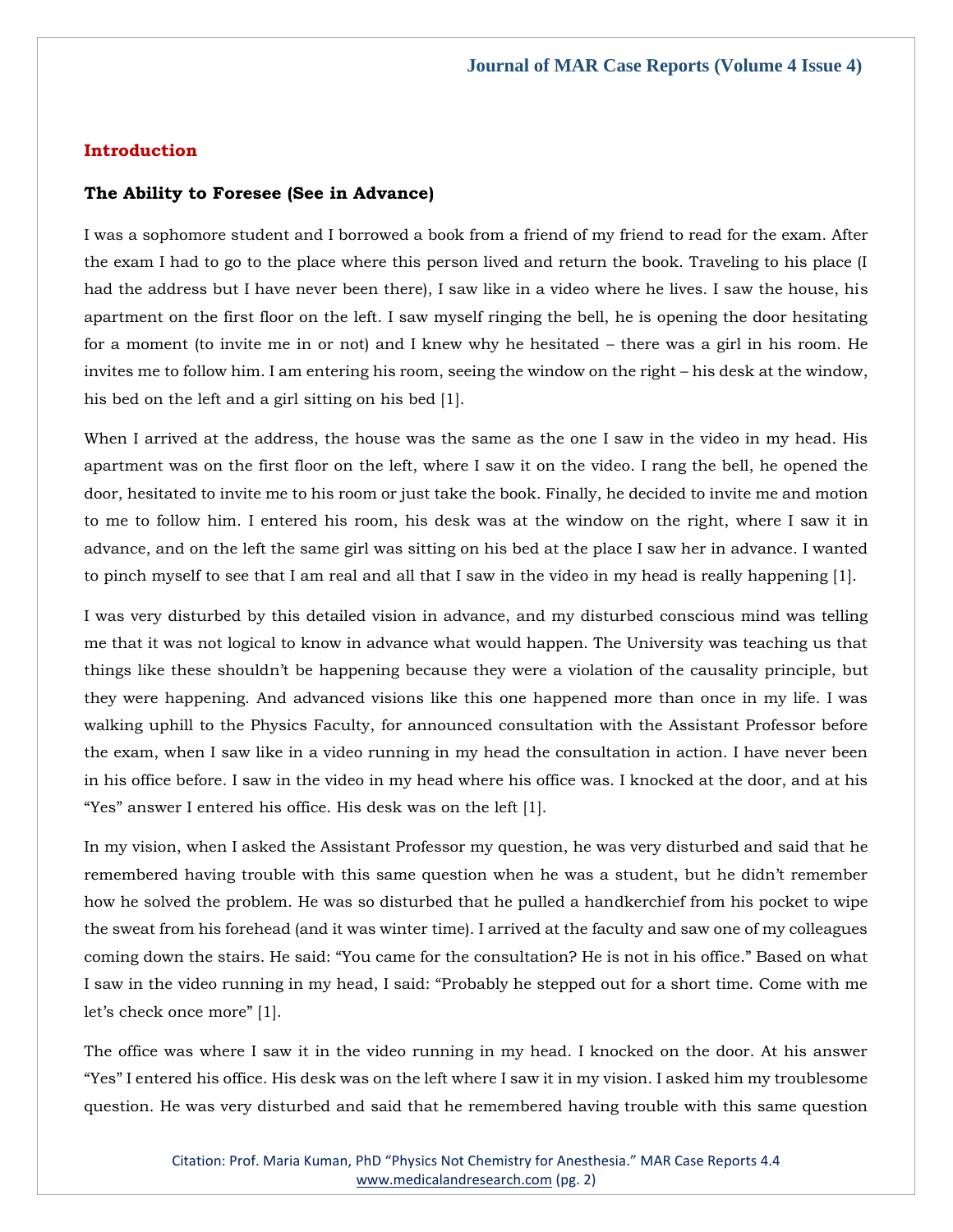## Introduction

### The Ability to Foresee (See in Advance)

I was a sophomore student and I borrowed a book from a friend of my friend to read for the exam. After the exam I had to go to the place where this person lived and return the book. Traveling to his place (I had the address but I have never been there), I saw like in a video where he lives. I saw the house, his apartment on the first floor on the left. I saw myself ringing the bell, he is opening the door hesitating for a moment (to invite me in or not) and I knew why he hesitated – there was a girl in his room. He invites me to follow him. I am entering his room, seeing the window on the right – his desk at the window, his bed on the left and a girl sitting on his bed [1].

When I arrived at the address, the house was the same as the one I saw in the video in my head. His apartment was on the first floor on the left, where I saw it on the video. I rang the bell, he opened the door, hesitated to invite me to his room or just take the book. Finally, he decided to invite me and motion to me to follow him. I entered his room, his desk was at the window on the right, where I saw it in advance, and on the left the same girl was sitting on his bed at the place I saw her in advance. I wanted to pinch myself to see that I am real and all that I saw in the video in my head is really happening [1].

I was very disturbed by this detailed vision in advance, and my disturbed conscious mind was telling me that it was not logical to know in advance what would happen. The University was teaching us that things like these shouldn't be happening because they were a violation of the causality principle, but they were happening. And advanced visions like this one happened more than once in my life. I was walking uphill to the Physics Faculty, for announced consultation with the Assistant Professor before the exam, when I saw like in a video running in my head the consultation in action. I have never been in his office before. I saw in the video in my head where his office was. I knocked at the door, and at his "Yes" answer I entered his office. His desk was on the left [1].

In my vision, when I asked the Assistant Professor my question, he was very disturbed and said that he remembered having trouble with this same question when he was a student, but he didn't remember how he solved the problem. He was so disturbed that he pulled a handkerchief from his pocket to wipe the sweat from his forehead (and it was winter time). I arrived at the faculty and saw one of my colleagues coming down the stairs. He said: "You came for the consultation? He is not in his office." Based on what I saw in the video running in my head, I said: "Probably he stepped out for a short time. Come with me let's check once more" [1].

The office was where I saw it in the video running in my head. I knocked on the door. At his answer "Yes" I entered his office. His desk was on the left where I saw it in my vision. I asked him my troublesome question. He was very disturbed and said that he remembered having trouble with this same question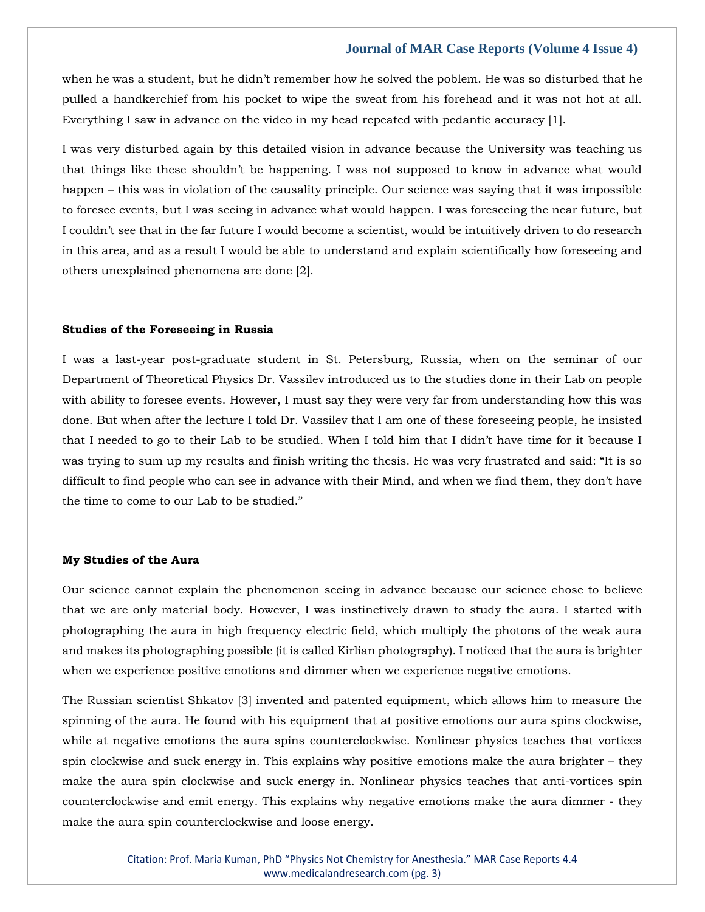when he was a student, but he didn't remember how he solved the poblem. He was so disturbed that he pulled a handkerchief from his pocket to wipe the sweat from his forehead and it was not hot at all. Everything I saw in advance on the video in my head repeated with pedantic accuracy [1].

I was very disturbed again by this detailed vision in advance because the University was teaching us that things like these shouldn't be happening. I was not supposed to know in advance what would happen – this was in violation of the causality principle. Our science was saying that it was impossible to foresee events, but I was seeing in advance what would happen. I was foreseeing the near future, but I couldn't see that in the far future I would become a scientist, would be intuitively driven to do research in this area, and as a result I would be able to understand and explain scientifically how foreseeing and others unexplained phenomena are done [2].

**Studies of the Foreseeing in Russia**

I was a last-year post-graduate student in St. Petersburg, Russia, when on the seminar of our Department of Theoretical Physics Dr. Vassilev introduced us to the studies done in their Lab on people with ability to foresee events. However, I must say they were very far from understanding how this was done. But when after the lecture I told Dr. Vassilev that I am one of these foreseeing people, he insisted that I needed to go to their Lab to be studied. When I told him that I didn't have time for it because I was trying to sum up my results and finish writing the thesis. He was very frustrated and said: "It is so difficult to find people who can see in advance with their Mind, and when we find them, they don't have the time to come to our Lab to be studied."

**My Studies of the Aura**

Our science cannot explain the phenomenon seeing in advance because our science chose to believe that we are only material body. However, I was instinctively drawn to study the aura. I started with photographing the aura in high frequency electric field, which multiply the photons of the weak aura and makes its photographing possible (it is called Kirlian photography). I noticed that the aura is brighter when we experience positive emotions and dimmer when we experience negative emotions.

The Russian scientist Shkatov [3] invented and patented equipment, which allows him to measure the spinning of the aura. He found with his equipment that at positive emotions our aura spins clockwise, while at negative emotions the aura spins counterclockwise. Nonlinear physics teaches that vortices spin clockwise and suck energy in. This explains why positive emotions make the aura brighter – they make the aura spin clockwise and suck energy in. Nonlinear physics teaches that anti-vortices spin counterclockwise and emit energy. This explains why negative emotions make the aura dimmer - they make the aura spin counterclockwise and loose energy.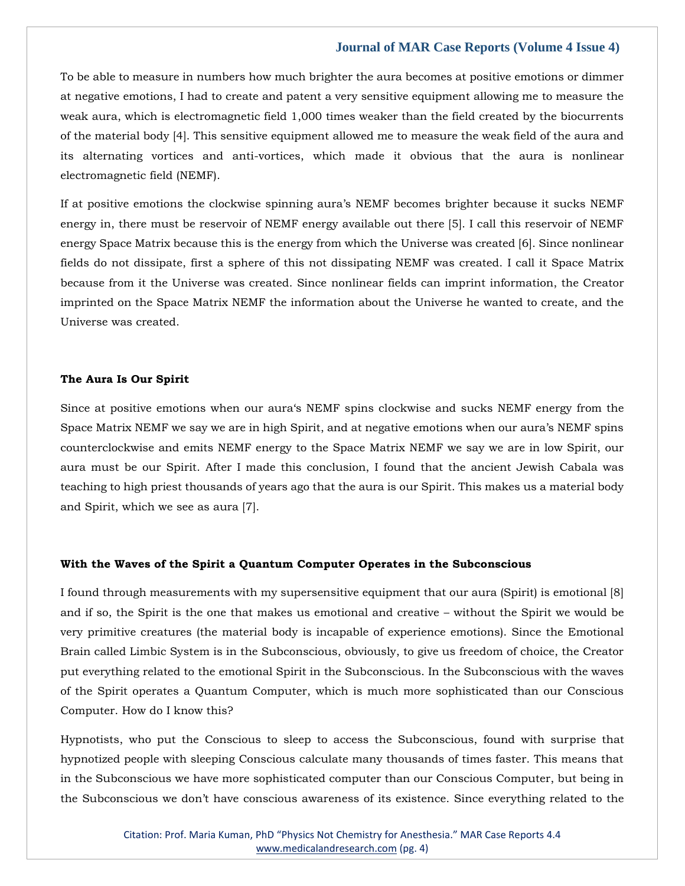To be able to measure in numbers how much brighter the aura becomes at positive emotions or dimmer at negative emotions, I had to create and patent a very sensitive equipment allowing me to measure the weak aura, which is electromagnetic field 1,000 times weaker than the field created by the biocurrents of the material body [4]. This sensitive equipment allowed me to measure the weak field of the aura and its alternating vortices and anti-vortices, which made it obvious that the aura is nonlinear electromagnetic field (NEMF).

If at positive emotions the clockwise spinning aura's NEMF becomes brighter because it sucks NEMF energy in, there must be reservoir of NEMF energy available out there [5]. I call this reservoir of NEMF energy Space Matrix because this is the energy from which the Universe was created [6]. Since nonlinear fields do not dissipate, first a sphere of this not dissipating NEMF was created. I call it Space Matrix because from it the Universe was created. Since nonlinear fields can imprint information, the Creator imprinted on the Space Matrix NEMF the information about the Universe he wanted to create, and the Universe was created.

### The Aura Is Our Spirit

Since at positive emotions when our aura's NEMF spins clockwise and sucks NEMF energy from the Space Matrix NEMF we say we are in high Spirit, and at negative emotions when our aura's NEMF spins counterclockwise and emits NEMF energy to the Space Matrix NEMF we say we are in low Spirit, our aura must be our Spirit. After I made this conclusion, I found that the ancient Jewish Cabala was teaching to high priest thousands of years ago that the aura is our Spirit. This makes us a material body and Spirit, which we see as aura [7].

### With the Waves of the Spirit a Quantum Computer Operates in the Subconscious

I found through measurements with my supersensitive equipment that our aura (Spirit) is emotional [8] and if so, the Spirit is the one that makes us emotional and creative – without the Spirit we would be very primitive creatures (the material body is incapable of experience emotions). Since the Emotional Brain called Limbic System is in the Subconscious, obviously, to give us freedom of choice, the Creator put everything related to the emotional Spirit in the Subconscious. In the Subconscious with the waves of the Spirit operates a Quantum Computer, which is much more sophisticated than our Conscious Computer. How do I know this?

Hypnotists, who put the Conscious to sleep to access the Subconscious, found with surprise that hypnotized people with sleeping Conscious calculate many thousands of times faster. This means that in the Subconscious we have more sophisticated computer than our Conscious Computer, but being in the Subconscious we don't have conscious awareness of its existence. Since everything related to the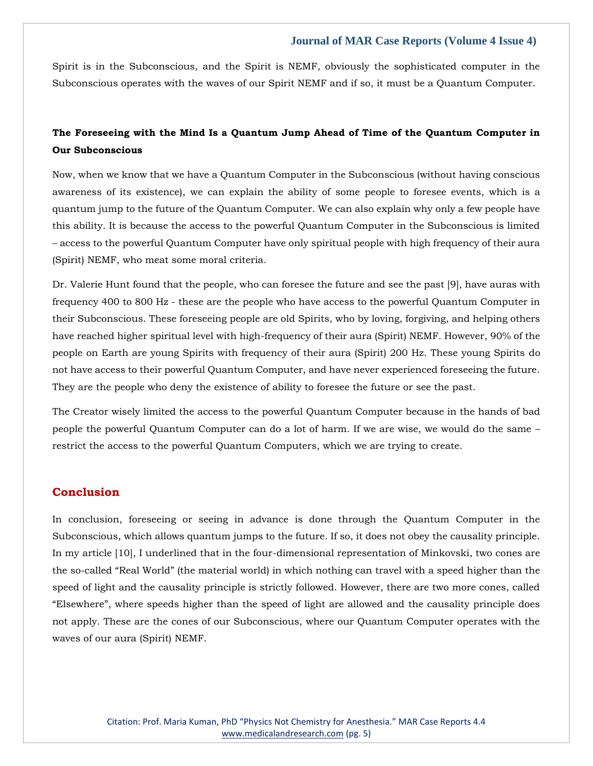Spirit is in the Subconscious, and the Spirit is NEMF, obviously the sophisticated computer in the Subconscious operates with the waves of our Spirit NEMF and if so, it must be a Quantum Computer.

**The Foreseeing with the Mind Is a Quantum Jump Ahead of Time of the Quantum Computer in Our Subconscious**

Now, when we know that we have a Quantum Computer in the Subconscious (without having conscious awareness of its existence), we can explain the ability of some people to foresee events, which is a quantum jump to the future of the Quantum Computer. We can also explain why only a few people have this ability. It is because the access to the powerful Quantum Computer in the Subconscious is limited – access to the powerful Quantum Computer have only spiritual people with high frequency of their aura (Spirit) NEMF, who meat some moral criteria.

Dr. Valerie Hunt found that the people, who can foresee the future and see the past [9], have auras with frequency 400 to 800 Hz - these are the people who have access to the powerful Quantum Computer in their Subconscious. These foreseeing people are old Spirits, who by loving, forgiving, and helping others have reached higher spiritual level with high-frequency of their aura (Spirit) NEMF. However, 90% of the people on Earth are young Spirits with frequency of their aura (Spirit) 200 Hz. These young Spirits do not have access to their powerful Quantum Computer, and have never experienced foreseeing the future. They are the people who deny the existence of ability to foresee the future or see the past.

The Creator wisely limited the access to the powerful Quantum Computer because in the hands of bad people the powerful Quantum Computer can do a lot of harm. If we are wise, we would do the same – restrict the access to the powerful Quantum Computers, which we are trying to create.

## Conclusion

In conclusion, foreseeing or seeing in advance is done through the Quantum Computer in the Subconscious, which allows quantum jumps to the future. If so, it does not obey the causality principle. In my article [10], I underlined that in the four-dimensional representation of Minkovski, two cones are the so-called "Real World" (the material world) in which nothing can travel with a speed higher than the speed of light and the causality principle is strictly followed. However, there are two more cones, called "Elsewhere", where speeds higher than the speed of light are allowed and the causality principle does not apply. These are the cones of our Subconscious, where our Quantum Computer operates with the waves of our aura (Spirit) NEMF.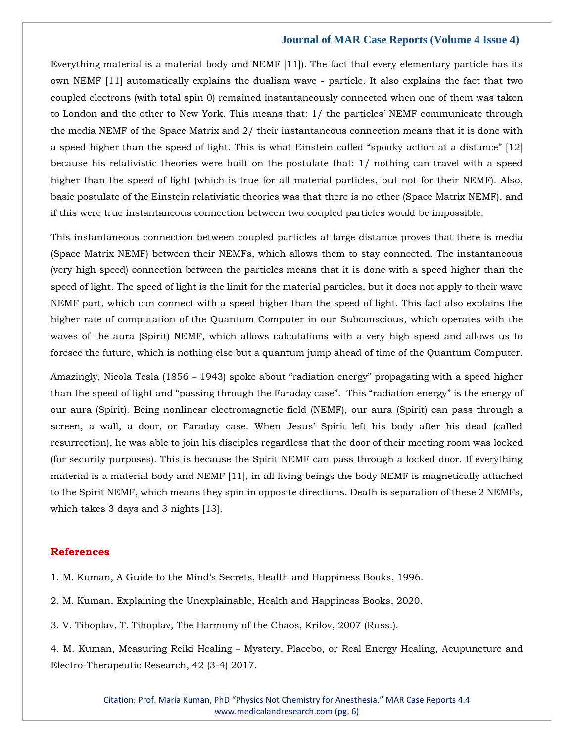Everything material is a material body and NEMF [11]). The fact that every elementary particle has its own NEMF [11] automatically explains the dualism wave - particle. It also explains the fact that two coupled electrons (with total spin 0) remained instantaneously connected when one of them was taken to London and the other to New York. This means that: 1/ the particles' NEMF communicate through the media NEMF of the Space Matrix and 2/ their instantaneous connection means that it is done with a speed higher than the speed of light. This is what Einstein called "spooky action at a distance" [12] because his relativistic theories were built on the postulate that: 1/ nothing can travel with a speed higher than the speed of light (which is true for all material particles, but not for their NEMF). Also, basic postulate of the Einstein relativistic theories was that there is no ether (Space Matrix NEMF), and if this were true instantaneous connection between two coupled particles would be impossible.

This instantaneous connection between coupled particles at large distance proves that there is media (Space Matrix NEMF) between their NEMFs, which allows them to stay connected. The instantaneous (very high speed) connection between the particles means that it is done with a speed higher than the speed of light. The speed of light is the limit for the material particles, but it does not apply to their wave NEMF part, which can connect with a speed higher than the speed of light. This fact also explains the higher rate of computation of the Quantum Computer in our Subconscious, which operates with the waves of the aura (Spirit) NEMF, which allows calculations with a very high speed and allows us to foresee the future, which is nothing else but a quantum jump ahead of time of the Quantum Computer.

Amazingly, Nicola Tesla (1856 – 1943) spoke about "radiation energy" propagating with a speed higher than the speed of light and "passing through the Faraday case". This "radiation energy" is the energy of our aura (Spirit). Being nonlinear electromagnetic field (NEMF), our aura (Spirit) can pass through a screen, a wall, a door, or Faraday case. When Jesus' Spirit left his body after his dead (called resurrection), he was able to join his disciples regardless that the door of their meeting room was locked (for security purposes). This is because the Spirit NEMF can pass through a locked door. If everything material is a material body and NEMF [11], in all living beings the body NEMF is magnetically attached to the Spirit NEMF, which means they spin in opposite directions. Death is separation of these 2 NEMFs, which takes 3 days and 3 nights [13].

## References

1. M. Kuman, A Guide to the Mind's Secrets, Health and Happiness Books, 1996.

2. M. Kuman, Explaining the Unexplainable, Health and Happiness Books, 2020.

3. V. Tihoplav, T. Tihoplav, The Harmony of the Chaos, Krilov, 2007 (Russ.).

4. M. Kuman, Measuring Reiki Healing – Mystery, Placebo, or Real Energy Healing, Acupuncture and Electro-Therapeutic Research, 42 (3-4) 2017.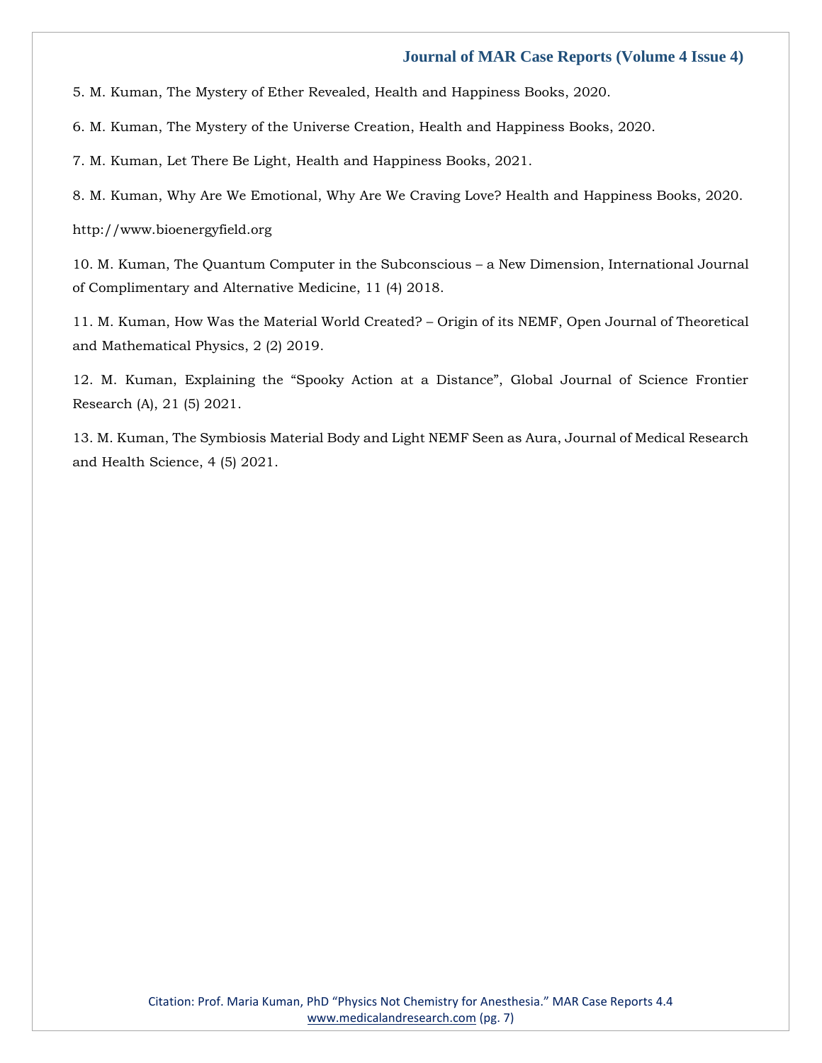5. M. Kuman, The Mystery of Ether Revealed, Health and Happiness Books, 2020.

6. M. Kuman, The Mystery of the Universe Creation, Health and Happiness Books, 2020.

7. M. Kuman, Let There Be Light, Health and Happiness Books, 2021.

8. M. Kuman, Why Are We Emotional, Why Are We Craving Love? Health and Happiness Books, 2020.

http://www.bioenergyfield.org

10. M. Kuman, The Quantum Computer in the Subconscious – a New Dimension, International Journal of Complimentary and Alternative Medicine, 11 (4) 2018.

11. M. Kuman, How Was the Material World Created? – Origin of its NEMF, Open Journal of Theoretical and Mathematical Physics, 2 (2) 2019.

12. M. Kuman, Explaining the "Spooky Action at a Distance", Global Journal of Science Frontier Research (A), 21 (5) 2021.

13. M. Kuman, The Symbiosis Material Body and Light NEMF Seen as Aura, Journal of Medical Research and Health Science, 4 (5) 2021.